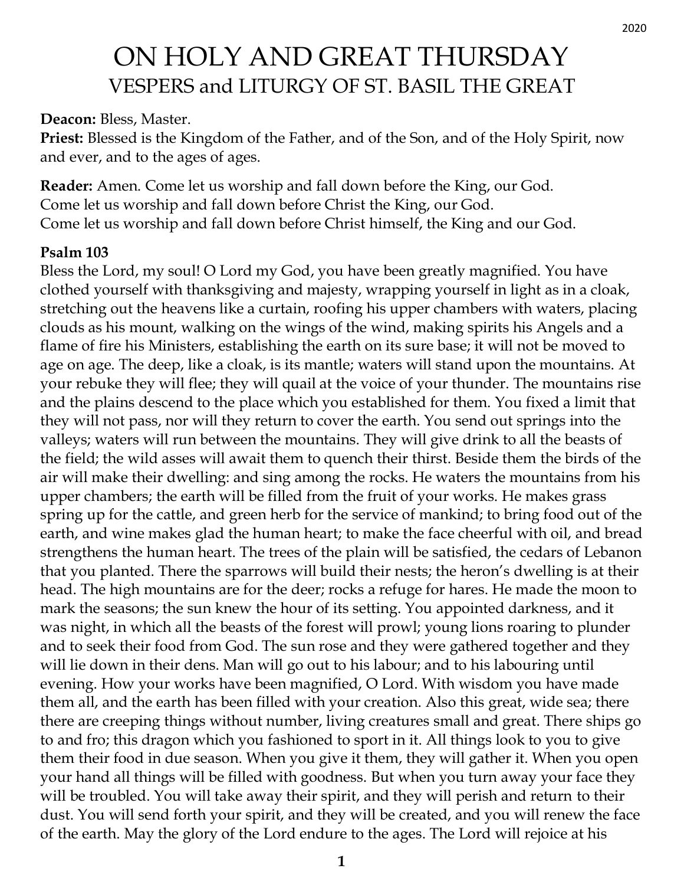# ON HOLY AND GREAT THURSDAY
## VESPERS and LITURGY OF ST. BASIL THE GREAT

**Deacon:** Bless, Master.
**Priest:** Blessed is the Kingdom of the Father, and of the Son, and of the Holy Spirit, now and ever, and to the ages of ages.

**Reader:** Amen. Come let us worship and fall down before the King, our God.
Come let us worship and fall down before Christ the King, our God.
Come let us worship and fall down before Christ himself, the King and our God.

**Psalm 103**
Bless the Lord, my soul! O Lord my God, you have been greatly magnified. You have clothed yourself with thanksgiving and majesty, wrapping yourself in light as in a cloak, stretching out the heavens like a curtain, roofing his upper chambers with waters, placing clouds as his mount, walking on the wings of the wind, making spirits his Angels and a flame of fire his Ministers, establishing the earth on its sure base; it will not be moved to age on age. The deep, like a cloak, is its mantle; waters will stand upon the mountains. At your rebuke they will flee; they will quail at the voice of your thunder. The mountains rise and the plains descend to the place which you established for them. You fixed a limit that they will not pass, nor will they return to cover the earth. You send out springs into the valleys; waters will run between the mountains. They will give drink to all the beasts of the field; the wild asses will await them to quench their thirst. Beside them the birds of the air will make their dwelling: and sing among the rocks. He waters the mountains from his upper chambers; the earth will be filled from the fruit of your works. He makes grass spring up for the cattle, and green herb for the service of mankind; to bring food out of the earth, and wine makes glad the human heart; to make the face cheerful with oil, and bread strengthens the human heart. The trees of the plain will be satisfied, the cedars of Lebanon that you planted. There the sparrows will build their nests; the heron's dwelling is at their head. The high mountains are for the deer; rocks a refuge for hares. He made the moon to mark the seasons; the sun knew the hour of its setting. You appointed darkness, and it was night, in which all the beasts of the forest will prowl; young lions roaring to plunder and to seek their food from God. The sun rose and they were gathered together and they will lie down in their dens. Man will go out to his labour; and to his labouring until evening. How your works have been magnified, O Lord. With wisdom you have made them all, and the earth has been filled with your creation. Also this great, wide sea; there there are creeping things without number, living creatures small and great. There ships go to and fro; this dragon which you fashioned to sport in it. All things look to you to give them their food in due season. When you give it them, they will gather it. When you open your hand all things will be filled with goodness. But when you turn away your face they will be troubled. You will take away their spirit, and they will perish and return to their dust. You will send forth your spirit, and they will be created, and you will renew the face of the earth. May the glory of the Lord endure to the ages. The Lord will rejoice at his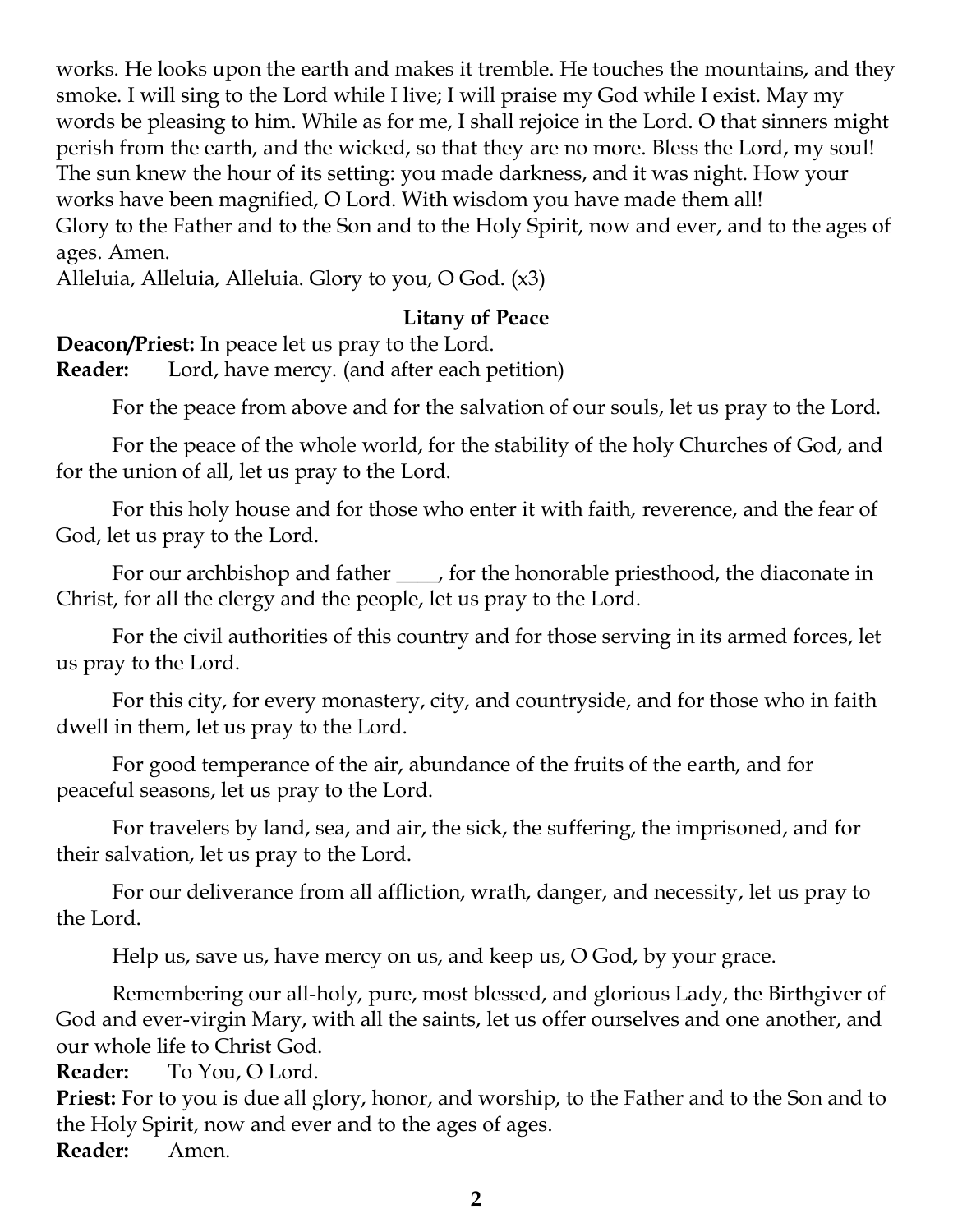works. He looks upon the earth and makes it tremble. He touches the mountains, and they smoke. I will sing to the Lord while I live; I will praise my God while I exist. May my words be pleasing to him. While as for me, I shall rejoice in the Lord. O that sinners might perish from the earth, and the wicked, so that they are no more. Bless the Lord, my soul! The sun knew the hour of its setting: you made darkness, and it was night. How your works have been magnified, O Lord. With wisdom you have made them all!
Glory to the Father and to the Son and to the Holy Spirit, now and ever, and to the ages of ages. Amen.
Alleluia, Alleluia, Alleluia. Glory to you, O God. (x3)

### Litany of Peace

**Deacon/Priest:** In peace let us pray to the Lord.
**Reader:** Lord, have mercy. (and after each petition)

For the peace from above and for the salvation of our souls, let us pray to the Lord.

For the peace of the whole world, for the stability of the holy Churches of God, and for the union of all, let us pray to the Lord.

For this holy house and for those who enter it with faith, reverence, and the fear of God, let us pray to the Lord.

For our archbishop and father ____, for the honorable priesthood, the diaconate in Christ, for all the clergy and the people, let us pray to the Lord.

For the civil authorities of this country and for those serving in its armed forces, let us pray to the Lord.

For this city, for every monastery, city, and countryside, and for those who in faith dwell in them, let us pray to the Lord.

For good temperance of the air, abundance of the fruits of the earth, and for peaceful seasons, let us pray to the Lord.

For travelers by land, sea, and air, the sick, the suffering, the imprisoned, and for their salvation, let us pray to the Lord.

For our deliverance from all affliction, wrath, danger, and necessity, let us pray to the Lord.

Help us, save us, have mercy on us, and keep us, O God, by your grace.

Remembering our all-holy, pure, most blessed, and glorious Lady, the Birthgiver of God and ever-virgin Mary, with all the saints, let us offer ourselves and one another, and our whole life to Christ God.

**Reader:** To You, O Lord.
**Priest:** For to you is due all glory, honor, and worship, to the Father and to the Son and to the Holy Spirit, now and ever and to the ages of ages.
**Reader:** Amen.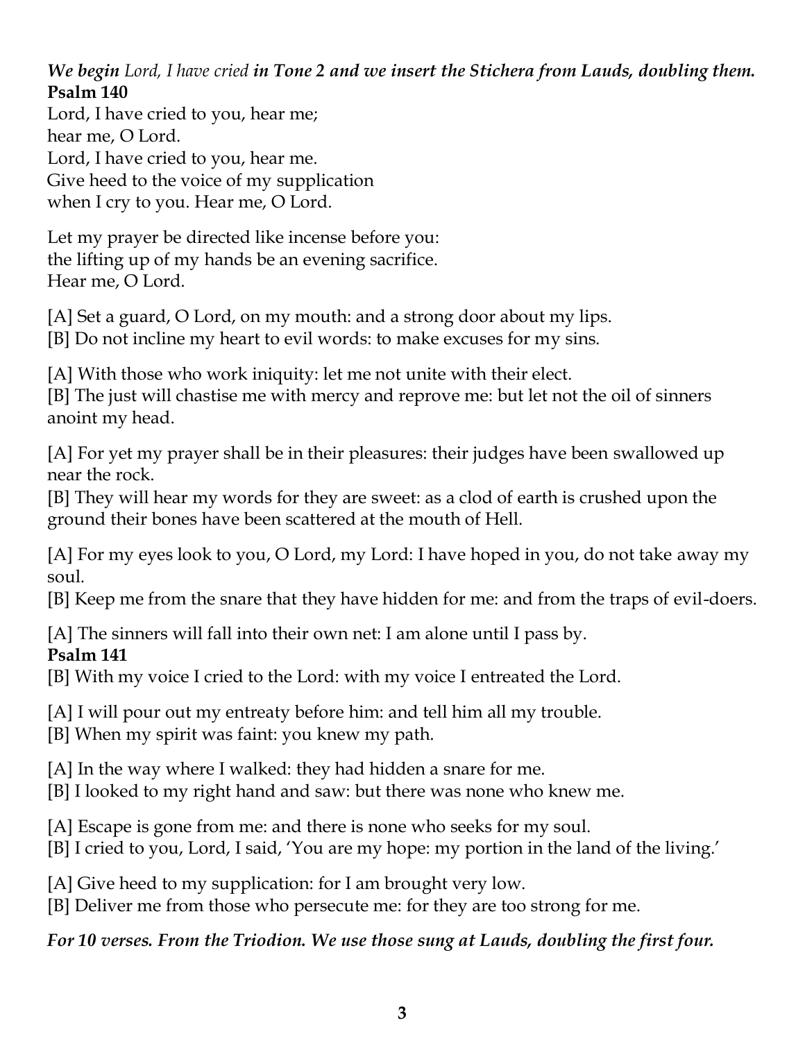***We begin*** *Lord, I have cried* ***in Tone 2 and we insert the Stichera from Lauds, doubling them.***

**Psalm 140**

Lord, I have cried to you, hear me;
hear me, O Lord.
Lord, I have cried to you, hear me.
Give heed to the voice of my supplication
when I cry to you. Hear me, O Lord.

Let my prayer be directed like incense before you:
the lifting up of my hands be an evening sacrifice.
Hear me, O Lord.

[A] Set a guard, O Lord, on my mouth: and a strong door about my lips.
[B] Do not incline my heart to evil words: to make excuses for my sins.

[A] With those who work iniquity: let me not unite with their elect.
[B] The just will chastise me with mercy and reprove me: but let not the oil of sinners anoint my head.

[A] For yet my prayer shall be in their pleasures: their judges have been swallowed up near the rock.
[B] They will hear my words for they are sweet: as a clod of earth is crushed upon the ground their bones have been scattered at the mouth of Hell.

[A] For my eyes look to you, O Lord, my Lord: I have hoped in you, do not take away my soul.
[B] Keep me from the snare that they have hidden for me: and from the traps of evil-doers.

[A] The sinners will fall into their own net: I am alone until I pass by.

**Psalm 141**

[B] With my voice I cried to the Lord: with my voice I entreated the Lord.

[A] I will pour out my entreaty before him: and tell him all my trouble.
[B] When my spirit was faint: you knew my path.

[A] In the way where I walked: they had hidden a snare for me.
[B] I looked to my right hand and saw: but there was none who knew me.

[A] Escape is gone from me: and there is none who seeks for my soul.
[B] I cried to you, Lord, I said, 'You are my hope: my portion in the land of the living.'

[A] Give heed to my supplication: for I am brought very low.
[B] Deliver me from those who persecute me: for they are too strong for me.

***For 10 verses. From the Triodion. We use those sung at Lauds, doubling the first four.***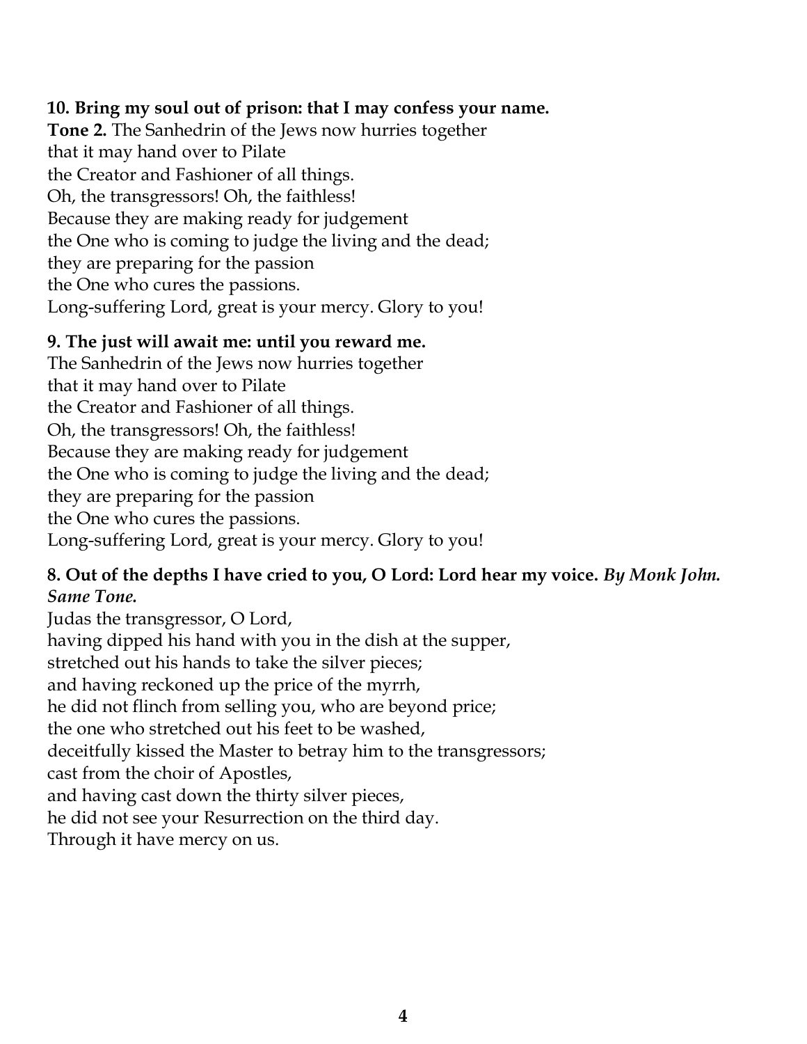**10. Bring my soul out of prison: that I may confess your name.**
**Tone 2.** The Sanhedrin of the Jews now hurries together
that it may hand over to Pilate
the Creator and Fashioner of all things.
Oh, the transgressors! Oh, the faithless!
Because they are making ready for judgement
the One who is coming to judge the living and the dead;
they are preparing for the passion
the One who cures the passions.
Long-suffering Lord, great is your mercy. Glory to you!

**9. The just will await me: until you reward me.**
The Sanhedrin of the Jews now hurries together
that it may hand over to Pilate
the Creator and Fashioner of all things.
Oh, the transgressors! Oh, the faithless!
Because they are making ready for judgement
the One who is coming to judge the living and the dead;
they are preparing for the passion
the One who cures the passions.
Long-suffering Lord, great is your mercy. Glory to you!

**8. Out of the depths I have cried to you, O Lord: Lord hear my voice.** ***By Monk John. Same Tone.***
Judas the transgressor, O Lord,
having dipped his hand with you in the dish at the supper,
stretched out his hands to take the silver pieces;
and having reckoned up the price of the myrrh,
he did not flinch from selling you, who are beyond price;
the one who stretched out his feet to be washed,
deceitfully kissed the Master to betray him to the transgressors;
cast from the choir of Apostles,
and having cast down the thirty silver pieces,
he did not see your Resurrection on the third day.
Through it have mercy on us.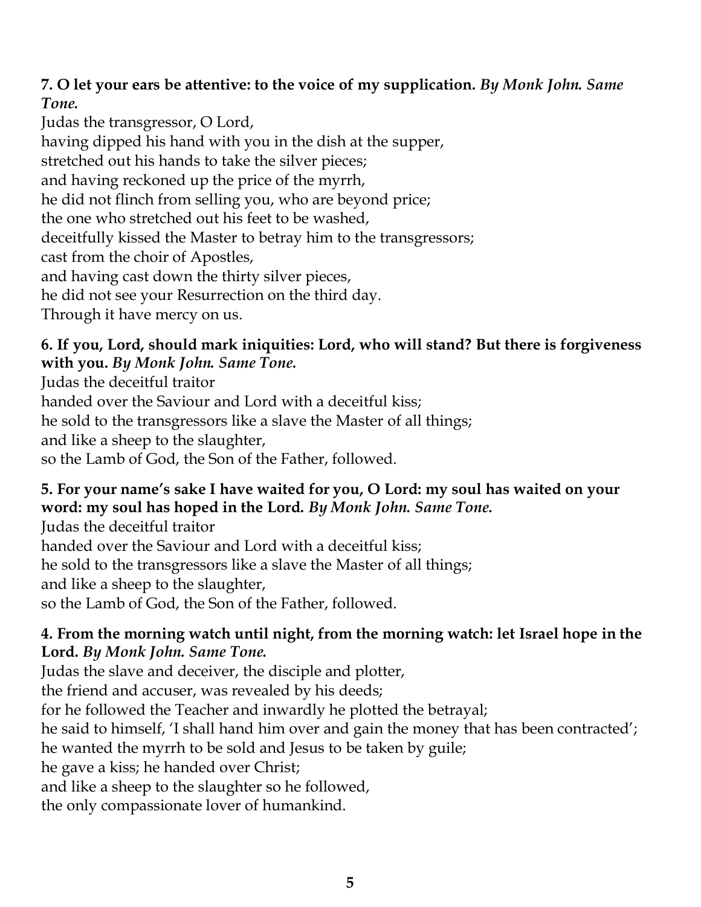**7. O let your ears be attentive: to the voice of my supplication.** ***By Monk John. Same Tone.***
Judas the transgressor, O Lord,
having dipped his hand with you in the dish at the supper,
stretched out his hands to take the silver pieces;
and having reckoned up the price of the myrrh,
he did not flinch from selling you, who are beyond price;
the one who stretched out his feet to be washed,
deceitfully kissed the Master to betray him to the transgressors;
cast from the choir of Apostles,
and having cast down the thirty silver pieces,
he did not see your Resurrection on the third day.
Through it have mercy on us.

**6. If you, Lord, should mark iniquities: Lord, who will stand? But there is forgiveness with you.** ***By Monk John. Same Tone.***
Judas the deceitful traitor
handed over the Saviour and Lord with a deceitful kiss;
he sold to the transgressors like a slave the Master of all things;
and like a sheep to the slaughter,
so the Lamb of God, the Son of the Father, followed.

**5. For your name's sake I have waited for you, O Lord: my soul has waited on your word: my soul has hoped in the Lord.** ***By Monk John. Same Tone.***
Judas the deceitful traitor
handed over the Saviour and Lord with a deceitful kiss;
he sold to the transgressors like a slave the Master of all things;
and like a sheep to the slaughter,
so the Lamb of God, the Son of the Father, followed.

**4. From the morning watch until night, from the morning watch: let Israel hope in the Lord.** ***By Monk John. Same Tone.***
Judas the slave and deceiver, the disciple and plotter,
the friend and accuser, was revealed by his deeds;
for he followed the Teacher and inwardly he plotted the betrayal;
he said to himself, 'I shall hand him over and gain the money that has been contracted';
he wanted the myrrh to be sold and Jesus to be taken by guile;
he gave a kiss; he handed over Christ;
and like a sheep to the slaughter so he followed,
the only compassionate lover of humankind.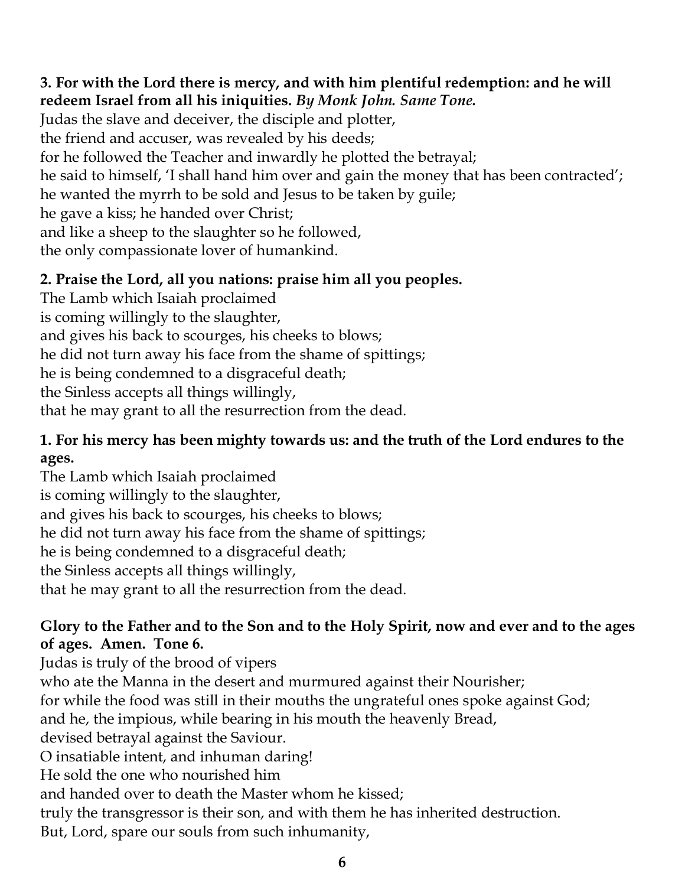**3. For with the Lord there is mercy, and with him plentiful redemption: and he will redeem Israel from all his iniquities.** ***By Monk John. Same Tone.***
Judas the slave and deceiver, the disciple and plotter,
the friend and accuser, was revealed by his deeds;
for he followed the Teacher and inwardly he plotted the betrayal;
he said to himself, 'I shall hand him over and gain the money that has been contracted';
he wanted the myrrh to be sold and Jesus to be taken by guile;
he gave a kiss; he handed over Christ;
and like a sheep to the slaughter so he followed,
the only compassionate lover of humankind.

**2. Praise the Lord, all you nations: praise him all you peoples.**
The Lamb which Isaiah proclaimed
is coming willingly to the slaughter,
and gives his back to scourges, his cheeks to blows;
he did not turn away his face from the shame of spittings;
he is being condemned to a disgraceful death;
the Sinless accepts all things willingly,
that he may grant to all the resurrection from the dead.

**1. For his mercy has been mighty towards us: and the truth of the Lord endures to the ages.**
The Lamb which Isaiah proclaimed
is coming willingly to the slaughter,
and gives his back to scourges, his cheeks to blows;
he did not turn away his face from the shame of spittings;
he is being condemned to a disgraceful death;
the Sinless accepts all things willingly,
that he may grant to all the resurrection from the dead.

**Glory to the Father and to the Son and to the Holy Spirit, now and ever and to the ages of ages. Amen. Tone 6.**
Judas is truly of the brood of vipers
who ate the Manna in the desert and murmured against their Nourisher;
for while the food was still in their mouths the ungrateful ones spoke against God;
and he, the impious, while bearing in his mouth the heavenly Bread,
devised betrayal against the Saviour.
O insatiable intent, and inhuman daring!
He sold the one who nourished him
and handed over to death the Master whom he kissed;
truly the transgressor is their son, and with them he has inherited destruction.
But, Lord, spare our souls from such inhumanity,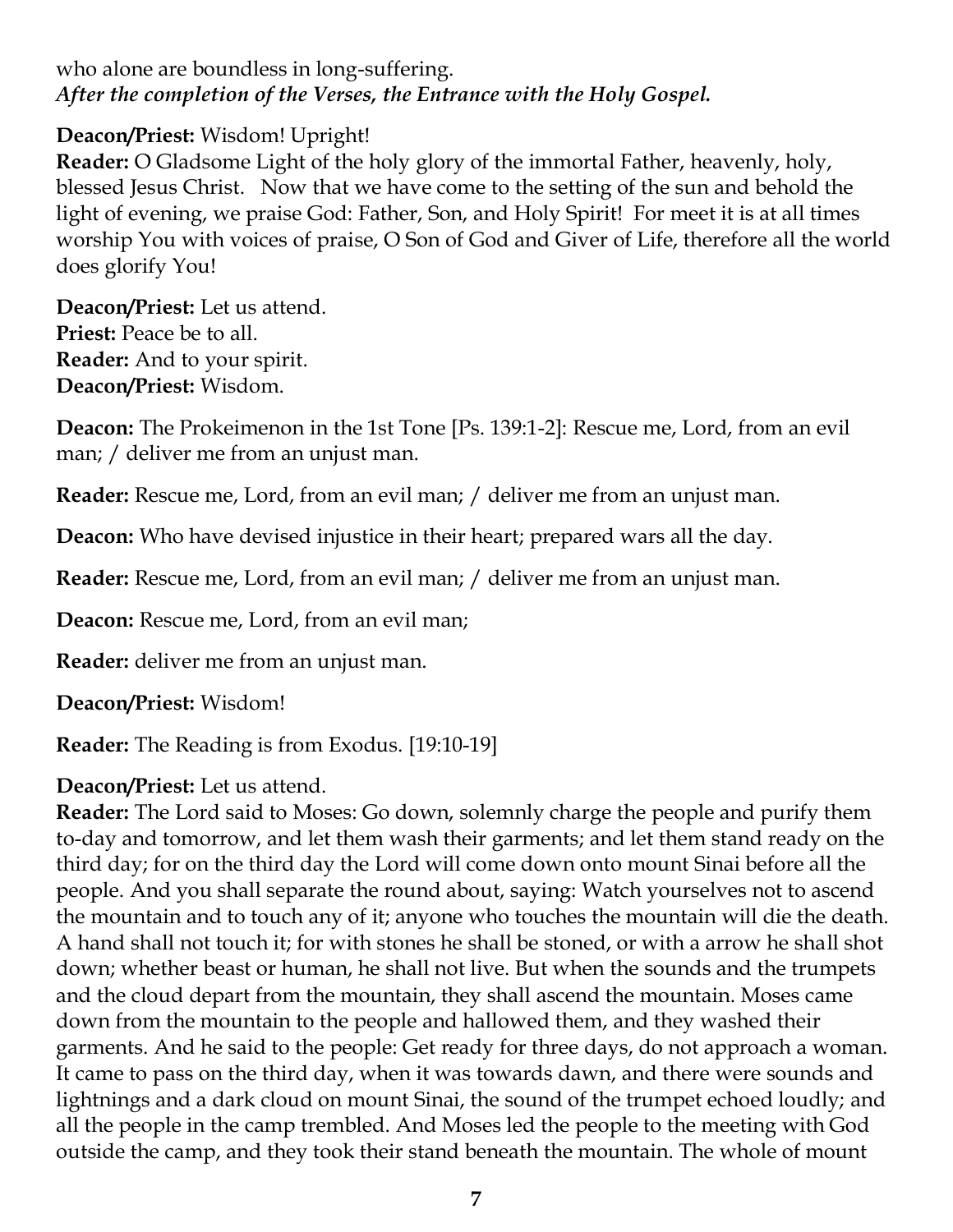who alone are boundless in long-suffering.
***After the completion of the Verses, the Entrance with the Holy Gospel.***

**Deacon/Priest:** Wisdom! Upright!
**Reader:** O Gladsome Light of the holy glory of the immortal Father, heavenly, holy, blessed Jesus Christ. Now that we have come to the setting of the sun and behold the light of evening, we praise God: Father, Son, and Holy Spirit! For meet it is at all times worship You with voices of praise, O Son of God and Giver of Life, therefore all the world does glorify You!

**Deacon/Priest:** Let us attend.
**Priest:** Peace be to all.
**Reader:** And to your spirit.
**Deacon/Priest:** Wisdom.

**Deacon:** The Prokeimenon in the 1st Tone [Ps. 139:1-2]: Rescue me, Lord, from an evil man; / deliver me from an unjust man.

**Reader:** Rescue me, Lord, from an evil man; / deliver me from an unjust man.

**Deacon:** Who have devised injustice in their heart; prepared wars all the day.

**Reader:** Rescue me, Lord, from an evil man; / deliver me from an unjust man.

**Deacon:** Rescue me, Lord, from an evil man;

**Reader:** deliver me from an unjust man.

**Deacon/Priest:** Wisdom!

**Reader:** The Reading is from Exodus. [19:10-19]

**Deacon/Priest:** Let us attend.
**Reader:** The Lord said to Moses: Go down, solemnly charge the people and purify them to-day and tomorrow, and let them wash their garments; and let them stand ready on the third day; for on the third day the Lord will come down onto mount Sinai before all the people. And you shall separate the round about, saying: Watch yourselves not to ascend the mountain and to touch any of it; anyone who touches the mountain will die the death. A hand shall not touch it; for with stones he shall be stoned, or with a arrow he shall shot down; whether beast or human, he shall not live. But when the sounds and the trumpets and the cloud depart from the mountain, they shall ascend the mountain. Moses came down from the mountain to the people and hallowed them, and they washed their garments. And he said to the people: Get ready for three days, do not approach a woman. It came to pass on the third day, when it was towards dawn, and there were sounds and lightnings and a dark cloud on mount Sinai, the sound of the trumpet echoed loudly; and all the people in the camp trembled. And Moses led the people to the meeting with God outside the camp, and they took their stand beneath the mountain. The whole of mount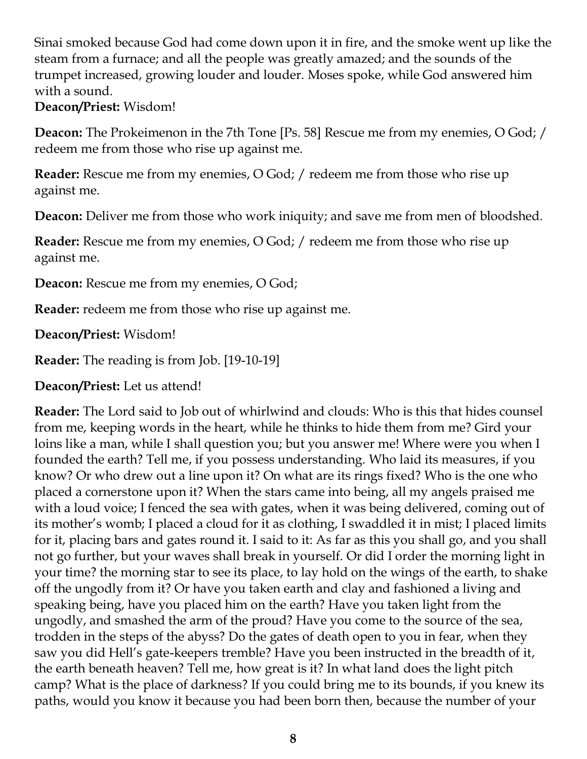Sinai smoked because God had come down upon it in fire, and the smoke went up like the steam from a furnace; and all the people was greatly amazed; and the sounds of the trumpet increased, growing louder and louder. Moses spoke, while God answered him with a sound.

**Deacon/Priest:** Wisdom!

**Deacon:** The Prokeimenon in the 7th Tone [Ps. 58] Rescue me from my enemies, O God; / redeem me from those who rise up against me.

**Reader:** Rescue me from my enemies, O God; / redeem me from those who rise up against me.

**Deacon:** Deliver me from those who work iniquity; and save me from men of bloodshed.

**Reader:** Rescue me from my enemies, O God; / redeem me from those who rise up against me.

**Deacon:** Rescue me from my enemies, O God;

**Reader:** redeem me from those who rise up against me.

**Deacon/Priest:** Wisdom!

**Reader:** The reading is from Job. [19-10-19]

**Deacon/Priest:** Let us attend!

**Reader:** The Lord said to Job out of whirlwind and clouds: Who is this that hides counsel from me, keeping words in the heart, while he thinks to hide them from me? Gird your loins like a man, while I shall question you; but you answer me! Where were you when I founded the earth? Tell me, if you possess understanding. Who laid its measures, if you know? Or who drew out a line upon it? On what are its rings fixed? Who is the one who placed a cornerstone upon it? When the stars came into being, all my angels praised me with a loud voice; I fenced the sea with gates, when it was being delivered, coming out of its mother's womb; I placed a cloud for it as clothing, I swaddled it in mist; I placed limits for it, placing bars and gates round it. I said to it: As far as this you shall go, and you shall not go further, but your waves shall break in yourself. Or did I order the morning light in your time? the morning star to see its place, to lay hold on the wings of the earth, to shake off the ungodly from it? Or have you taken earth and clay and fashioned a living and speaking being, have you placed him on the earth? Have you taken light from the ungodly, and smashed the arm of the proud? Have you come to the source of the sea, trodden in the steps of the abyss? Do the gates of death open to you in fear, when they saw you did Hell's gate-keepers tremble? Have you been instructed in the breadth of it, the earth beneath heaven? Tell me, how great is it? In what land does the light pitch camp? What is the place of darkness? If you could bring me to its bounds, if you knew its paths, would you know it because you had been born then, because the number of your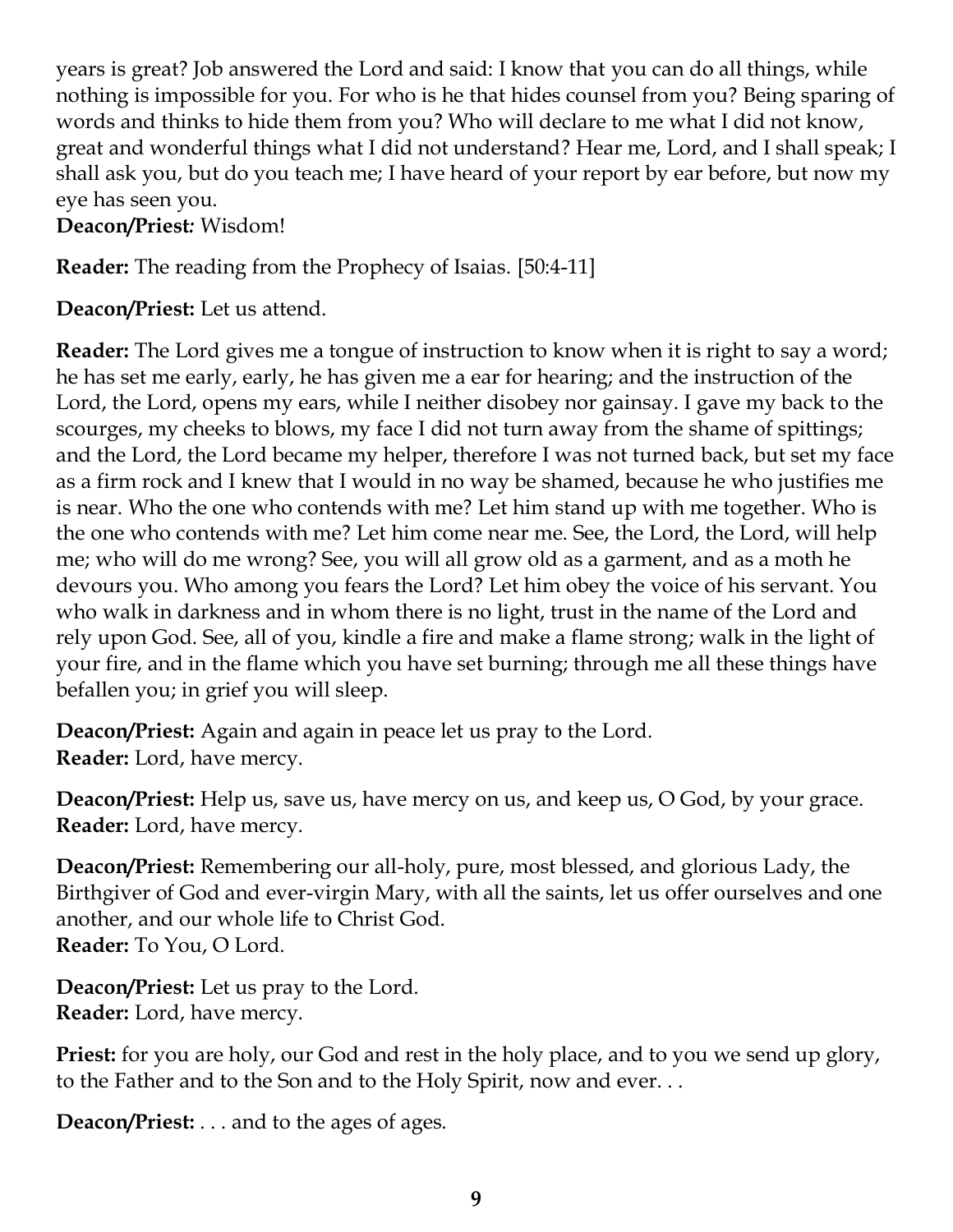years is great? Job answered the Lord and said: I know that you can do all things, while nothing is impossible for you. For who is he that hides counsel from you? Being sparing of words and thinks to hide them from you? Who will declare to me what I did not know, great and wonderful things what I did not understand? Hear me, Lord, and I shall speak; I shall ask you, but do you teach me; I have heard of your report by ear before, but now my eye has seen you.
**Deacon/Priest:** Wisdom!

**Reader:** The reading from the Prophecy of Isaias. [50:4-11]

**Deacon/Priest:** Let us attend.

**Reader:** The Lord gives me a tongue of instruction to know when it is right to say a word; he has set me early, early, he has given me a ear for hearing; and the instruction of the Lord, the Lord, opens my ears, while I neither disobey nor gainsay. I gave my back to the scourges, my cheeks to blows, my face I did not turn away from the shame of spittings; and the Lord, the Lord became my helper, therefore I was not turned back, but set my face as a firm rock and I knew that I would in no way be shamed, because he who justifies me is near. Who the one who contends with me? Let him stand up with me together. Who is the one who contends with me? Let him come near me. See, the Lord, the Lord, will help me; who will do me wrong? See, you will all grow old as a garment, and as a moth he devours you. Who among you fears the Lord? Let him obey the voice of his servant. You who walk in darkness and in whom there is no light, trust in the name of the Lord and rely upon God. See, all of you, kindle a fire and make a flame strong; walk in the light of your fire, and in the flame which you have set burning; through me all these things have befallen you; in grief you will sleep.

**Deacon/Priest:** Again and again in peace let us pray to the Lord.
**Reader:** Lord, have mercy.

**Deacon/Priest:** Help us, save us, have mercy on us, and keep us, O God, by your grace.
**Reader:** Lord, have mercy.

**Deacon/Priest:** Remembering our all-holy, pure, most blessed, and glorious Lady, the Birthgiver of God and ever-virgin Mary, with all the saints, let us offer ourselves and one another, and our whole life to Christ God.
**Reader:** To You, O Lord.

**Deacon/Priest:** Let us pray to the Lord.
**Reader:** Lord, have mercy.

**Priest:** for you are holy, our God and rest in the holy place, and to you we send up glory, to the Father and to the Son and to the Holy Spirit, now and ever. . .

**Deacon/Priest:** . . . and to the ages of ages.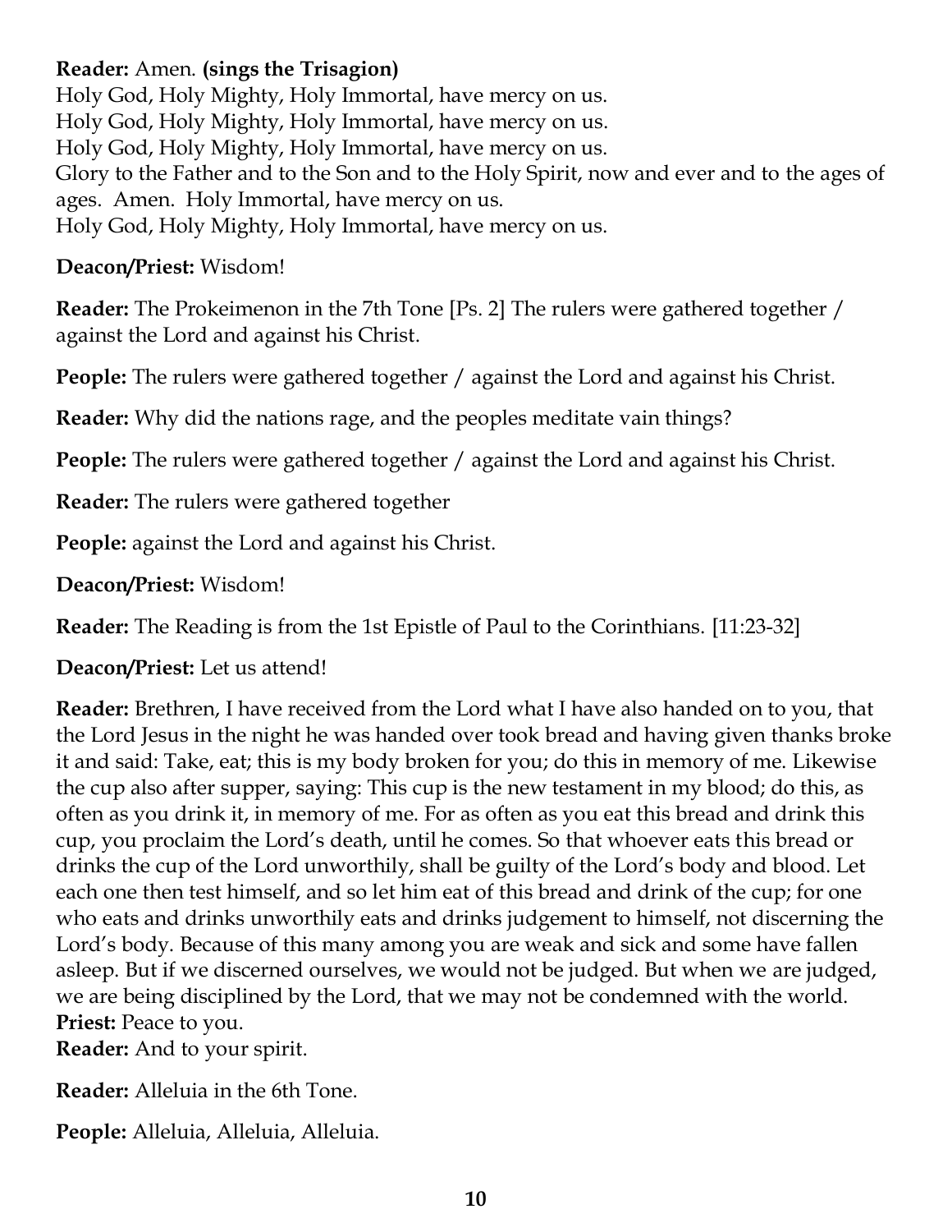**Reader:** Amen. **(sings the Trisagion)**
Holy God, Holy Mighty, Holy Immortal, have mercy on us.
Holy God, Holy Mighty, Holy Immortal, have mercy on us.
Holy God, Holy Mighty, Holy Immortal, have mercy on us.
Glory to the Father and to the Son and to the Holy Spirit, now and ever and to the ages of ages. Amen. Holy Immortal, have mercy on us.
Holy God, Holy Mighty, Holy Immortal, have mercy on us.

**Deacon/Priest:** Wisdom!

**Reader:** The Prokeimenon in the 7th Tone [Ps. 2] The rulers were gathered together / against the Lord and against his Christ.

**People:** The rulers were gathered together / against the Lord and against his Christ.

**Reader:** Why did the nations rage, and the peoples meditate vain things?

**People:** The rulers were gathered together / against the Lord and against his Christ.

**Reader:** The rulers were gathered together

**People:** against the Lord and against his Christ.

**Deacon/Priest:** Wisdom!

**Reader:** The Reading is from the 1st Epistle of Paul to the Corinthians. [11:23-32]

**Deacon/Priest:** Let us attend!

**Reader:** Brethren, I have received from the Lord what I have also handed on to you, that the Lord Jesus in the night he was handed over took bread and having given thanks broke it and said: Take, eat; this is my body broken for you; do this in memory of me. Likewise the cup also after supper, saying: This cup is the new testament in my blood; do this, as often as you drink it, in memory of me. For as often as you eat this bread and drink this cup, you proclaim the Lord's death, until he comes. So that whoever eats this bread or drinks the cup of the Lord unworthily, shall be guilty of the Lord's body and blood. Let each one then test himself, and so let him eat of this bread and drink of the cup; for one who eats and drinks unworthily eats and drinks judgement to himself, not discerning the Lord's body. Because of this many among you are weak and sick and some have fallen asleep. But if we discerned ourselves, we would not be judged. But when we are judged, we are being disciplined by the Lord, that we may not be condemned with the world.
**Priest:** Peace to you.
**Reader:** And to your spirit.

**Reader:** Alleluia in the 6th Tone.

**People:** Alleluia, Alleluia, Alleluia.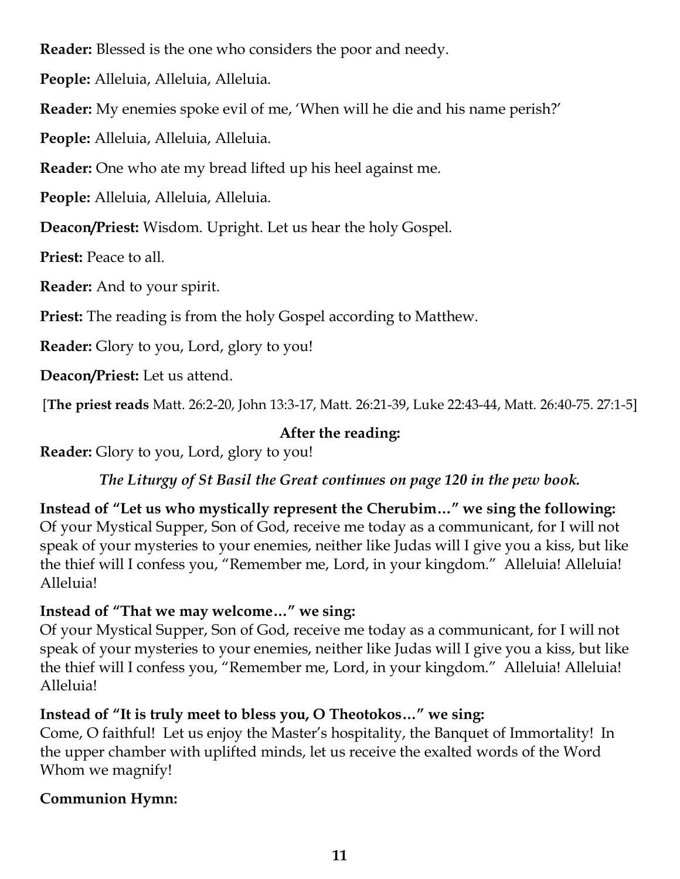**Reader:** Blessed is the one who considers the poor and needy.

**People:** Alleluia, Alleluia, Alleluia.

**Reader:** My enemies spoke evil of me, 'When will he die and his name perish?'

**People:** Alleluia, Alleluia, Alleluia.

**Reader:** One who ate my bread lifted up his heel against me.

**People:** Alleluia, Alleluia, Alleluia.

**Deacon/Priest:** Wisdom. Upright. Let us hear the holy Gospel.

**Priest:** Peace to all.

**Reader:** And to your spirit.

**Priest:** The reading is from the holy Gospel according to Matthew.

**Reader:** Glory to you, Lord, glory to you!

**Deacon/Priest:** Let us attend.

[**The priest reads** Matt. 26:2-20, John 13:3-17, Matt. 26:21-39, Luke 22:43-44, Matt. 26:40-75. 27:1-5]

**After the reading:**

**Reader:** Glory to you, Lord, glory to you!

***The Liturgy of St Basil the Great continues on page 120 in the pew book.***

**Instead of "Let us who mystically represent the Cherubim…" we sing the following:**
Of your Mystical Supper, Son of God, receive me today as a communicant, for I will not speak of your mysteries to your enemies, neither like Judas will I give you a kiss, but like the thief will I confess you, "Remember me, Lord, in your kingdom." Alleluia! Alleluia! Alleluia!

**Instead of "That we may welcome…" we sing:**
Of your Mystical Supper, Son of God, receive me today as a communicant, for I will not speak of your mysteries to your enemies, neither like Judas will I give you a kiss, but like the thief will I confess you, "Remember me, Lord, in your kingdom." Alleluia! Alleluia! Alleluia!

**Instead of "It is truly meet to bless you, O Theotokos…" we sing:**
Come, O faithful! Let us enjoy the Master's hospitality, the Banquet of Immortality! In the upper chamber with uplifted minds, let us receive the exalted words of the Word Whom we magnify!

**Communion Hymn:**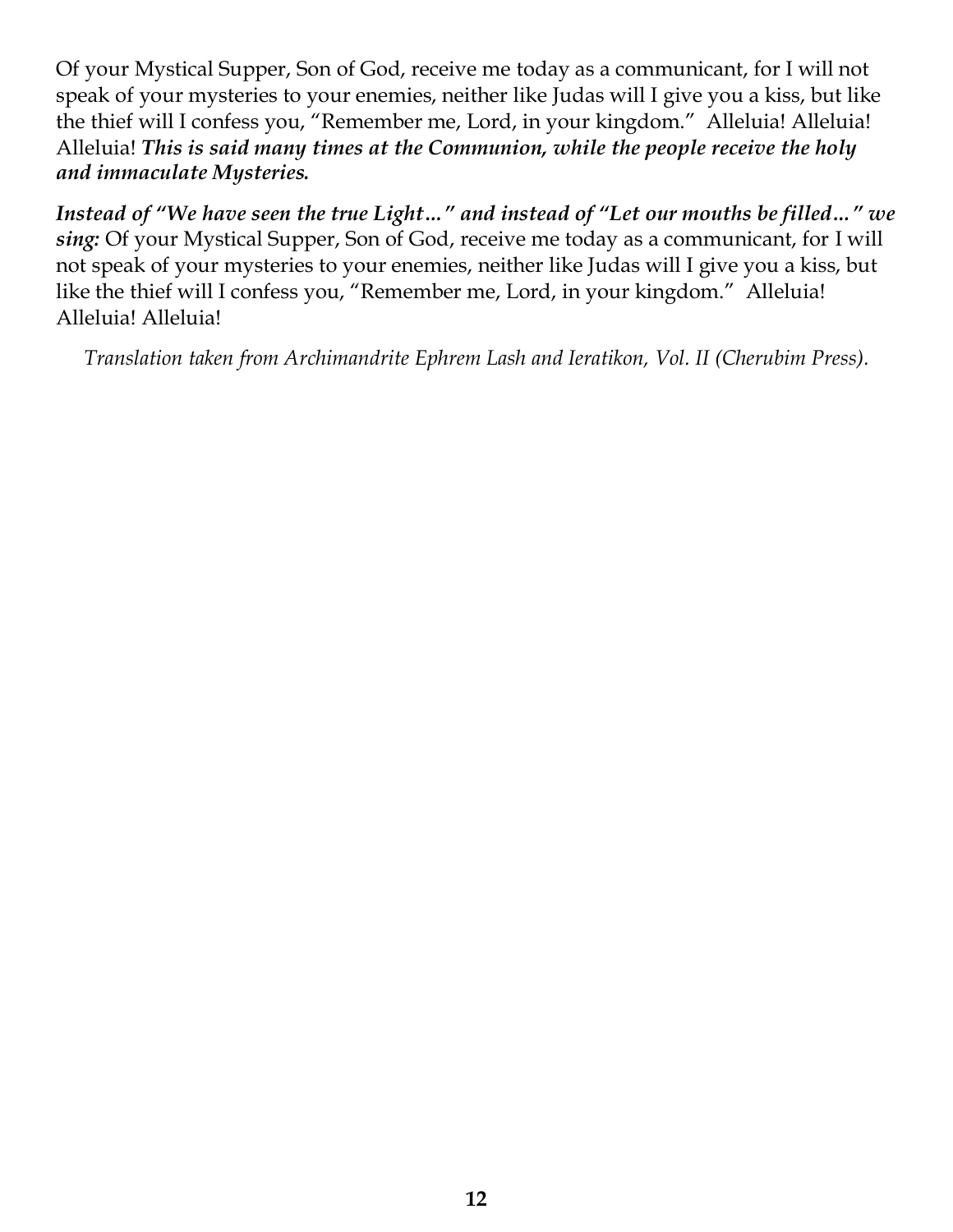Of your Mystical Supper, Son of God, receive me today as a communicant, for I will not speak of your mysteries to your enemies, neither like Judas will I give you a kiss, but like the thief will I confess you, “Remember me, Lord, in your kingdom.” Alleluia! Alleluia! Alleluia! ***This is said many times at the Communion, while the people receive the holy and immaculate Mysteries.***

***Instead of “We have seen the true Light…” and instead of “Let our mouths be filled…” we sing:*** Of your Mystical Supper, Son of God, receive me today as a communicant, for I will not speak of your mysteries to your enemies, neither like Judas will I give you a kiss, but like the thief will I confess you, “Remember me, Lord, in your kingdom.” Alleluia! Alleluia! Alleluia!

*Translation taken from Archimandrite Ephrem Lash and Ieratikon, Vol. II (Cherubim Press).*